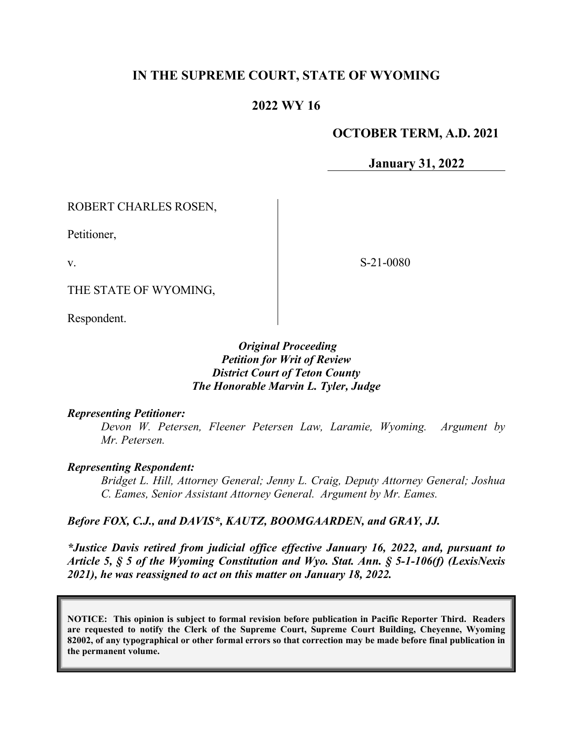# IN THE SUPREME COURT, STATE OF WYOMING

## 2022 WY 16

**OCTOBER TERM, A.D. 2021**

**January 31, 2022**

| | |
|---|---|
| ROBERT CHARLES ROSEN,<br><br>Petitioner,<br><br>v.<br><br>THE STATE OF WYOMING,<br><br>Respondent. | S-21-0080 |

***Original Proceeding***
***Petition for Writ of Review***
***District Court of Teton County***
***The Honorable Marvin L. Tyler, Judge***

***Representing Petitioner:***

*Devon W. Petersen, Fleener Petersen Law, Laramie, Wyoming. Argument by Mr. Petersen.*

***Representing Respondent:***

*Bridget L. Hill, Attorney General; Jenny L. Craig, Deputy Attorney General; Joshua C. Eames, Senior Assistant Attorney General. Argument by Mr. Eames.*

***Before FOX, C.J., and DAVIS\*, KAUTZ, BOOMGAARDEN, and GRAY, JJ.***

***\*Justice Davis retired from judicial office effective January 16, 2022, and, pursuant to Article 5, § 5 of the Wyoming Constitution and Wyo. Stat. Ann. § 5-1-106(f) (LexisNexis 2021), he was reassigned to act on this matter on January 18, 2022.***

**NOTICE: This opinion is subject to formal revision before publication in Pacific Reporter Third. Readers are requested to notify the Clerk of the Supreme Court, Supreme Court Building, Cheyenne, Wyoming 82002, of any typographical or other formal errors so that correction may be made before final publication in the permanent volume.**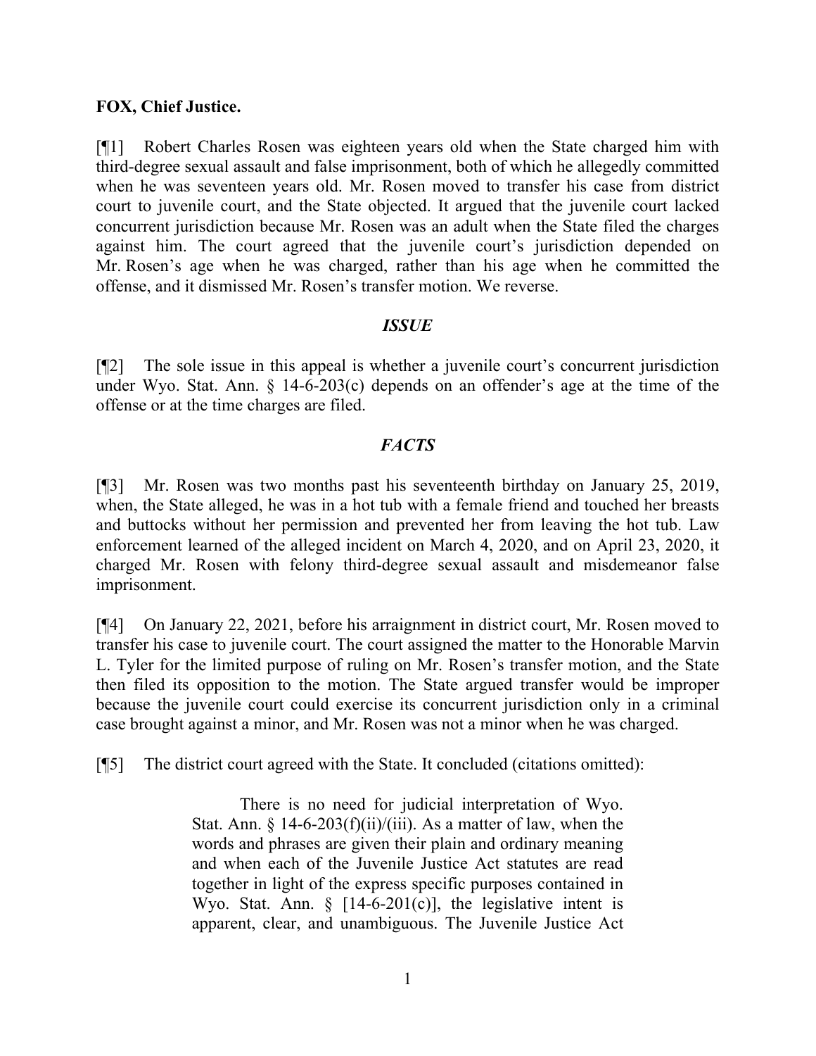**FOX, Chief Justice.**

[¶1] Robert Charles Rosen was eighteen years old when the State charged him with third-degree sexual assault and false imprisonment, both of which he allegedly committed when he was seventeen years old. Mr. Rosen moved to transfer his case from district court to juvenile court, and the State objected. It argued that the juvenile court lacked concurrent jurisdiction because Mr. Rosen was an adult when the State filed the charges against him. The court agreed that the juvenile court's jurisdiction depended on Mr. Rosen's age when he was charged, rather than his age when he committed the offense, and it dismissed Mr. Rosen's transfer motion. We reverse.

### *ISSUE*

[¶2] The sole issue in this appeal is whether a juvenile court's concurrent jurisdiction under Wyo. Stat. Ann. § 14-6-203(c) depends on an offender's age at the time of the offense or at the time charges are filed.

### *FACTS*

[¶3] Mr. Rosen was two months past his seventeenth birthday on January 25, 2019, when, the State alleged, he was in a hot tub with a female friend and touched her breasts and buttocks without her permission and prevented her from leaving the hot tub. Law enforcement learned of the alleged incident on March 4, 2020, and on April 23, 2020, it charged Mr. Rosen with felony third-degree sexual assault and misdemeanor false imprisonment.

[¶4] On January 22, 2021, before his arraignment in district court, Mr. Rosen moved to transfer his case to juvenile court. The court assigned the matter to the Honorable Marvin L. Tyler for the limited purpose of ruling on Mr. Rosen's transfer motion, and the State then filed its opposition to the motion. The State argued transfer would be improper because the juvenile court could exercise its concurrent jurisdiction only in a criminal case brought against a minor, and Mr. Rosen was not a minor when he was charged.

[¶5] The district court agreed with the State. It concluded (citations omitted):

> There is no need for judicial interpretation of Wyo. Stat. Ann. § 14-6-203(f)(ii)/(iii). As a matter of law, when the words and phrases are given their plain and ordinary meaning and when each of the Juvenile Justice Act statutes are read together in light of the express specific purposes contained in Wyo. Stat. Ann. § [14-6-201(c)], the legislative intent is apparent, clear, and unambiguous. The Juvenile Justice Act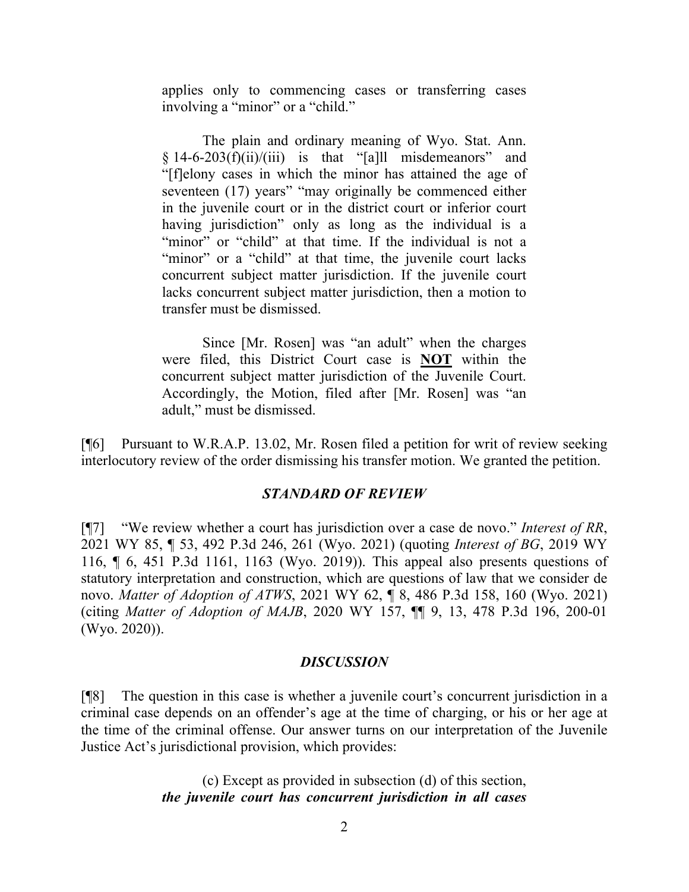> applies only to commencing cases or transferring cases involving a "minor" or a "child."
>
> The plain and ordinary meaning of Wyo. Stat. Ann. § 14-6-203(f)(ii)/(iii) is that "[a]ll misdemeanors" and "[f]elony cases in which the minor has attained the age of seventeen (17) years" "may originally be commenced either in the juvenile court or in the district court or inferior court having jurisdiction" only as long as the individual is a "minor" or "child" at that time. If the individual is not a "minor" or a "child" at that time, the juvenile court lacks concurrent subject matter jurisdiction. If the juvenile court lacks concurrent subject matter jurisdiction, then a motion to transfer must be dismissed.
>
> Since [Mr. Rosen] was "an adult" when the charges were filed, this District Court case is **NOT** within the concurrent subject matter jurisdiction of the Juvenile Court. Accordingly, the Motion, filed after [Mr. Rosen] was "an adult," must be dismissed.

[¶6] Pursuant to W.R.A.P. 13.02, Mr. Rosen filed a petition for writ of review seeking interlocutory review of the order dismissing his transfer motion. We granted the petition.

## *STANDARD OF REVIEW*

[¶7] "We review whether a court has jurisdiction over a case de novo." *Interest of RR*, 2021 WY 85, ¶ 53, 492 P.3d 246, 261 (Wyo. 2021) (quoting *Interest of BG*, 2019 WY 116, ¶ 6, 451 P.3d 1161, 1163 (Wyo. 2019)). This appeal also presents questions of statutory interpretation and construction, which are questions of law that we consider de novo. *Matter of Adoption of ATWS*, 2021 WY 62, ¶ 8, 486 P.3d 158, 160 (Wyo. 2021) (citing *Matter of Adoption of MAJB*, 2020 WY 157, ¶¶ 9, 13, 478 P.3d 196, 200-01 (Wyo. 2020)).

## *DISCUSSION*

[¶8] The question in this case is whether a juvenile court's concurrent jurisdiction in a criminal case depends on an offender's age at the time of charging, or his or her age at the time of the criminal offense. Our answer turns on our interpretation of the Juvenile Justice Act's jurisdictional provision, which provides:

> (c) Except as provided in subsection (d) of this section, ***the juvenile court has concurrent jurisdiction in all cases***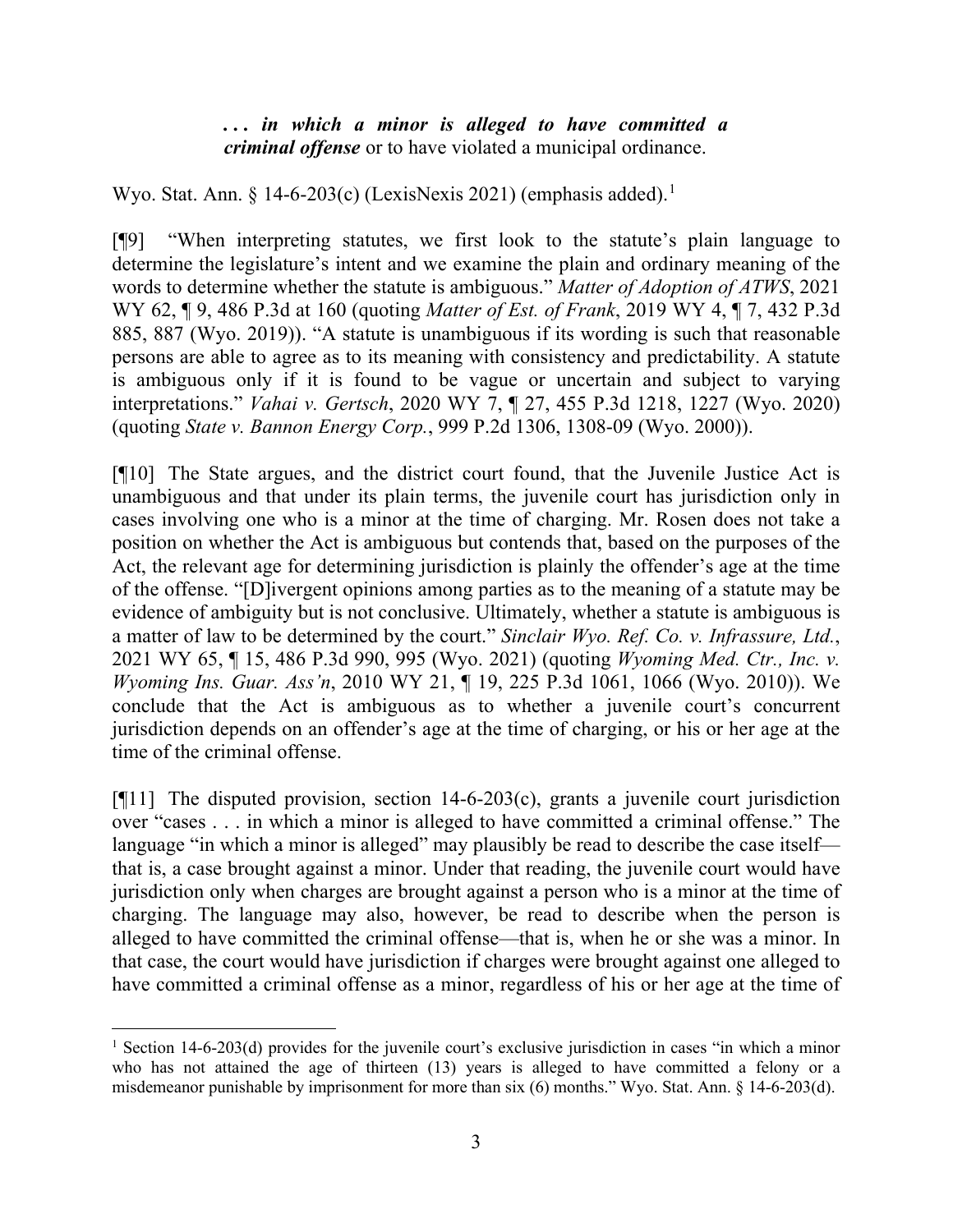> ***. . . in which a minor is alleged to have committed a criminal offense*** or to have violated a municipal ordinance.

Wyo. Stat. Ann. § 14-6-203(c) (LexisNexis 2021) (emphasis added).[1]

[¶9] "When interpreting statutes, we first look to the statute's plain language to determine the legislature's intent and we examine the plain and ordinary meaning of the words to determine whether the statute is ambiguous." *Matter of Adoption of ATWS*, 2021 WY 62, ¶ 9, 486 P.3d at 160 (quoting *Matter of Est. of Frank*, 2019 WY 4, ¶ 7, 432 P.3d 885, 887 (Wyo. 2019)). "A statute is unambiguous if its wording is such that reasonable persons are able to agree as to its meaning with consistency and predictability. A statute is ambiguous only if it is found to be vague or uncertain and subject to varying interpretations." *Vahai v. Gertsch*, 2020 WY 7, ¶ 27, 455 P.3d 1218, 1227 (Wyo. 2020) (quoting *State v. Bannon Energy Corp.*, 999 P.2d 1306, 1308-09 (Wyo. 2000)).

[¶10] The State argues, and the district court found, that the Juvenile Justice Act is unambiguous and that under its plain terms, the juvenile court has jurisdiction only in cases involving one who is a minor at the time of charging. Mr. Rosen does not take a position on whether the Act is ambiguous but contends that, based on the purposes of the Act, the relevant age for determining jurisdiction is plainly the offender's age at the time of the offense. "[D]ivergent opinions among parties as to the meaning of a statute may be evidence of ambiguity but is not conclusive. Ultimately, whether a statute is ambiguous is a matter of law to be determined by the court." *Sinclair Wyo. Ref. Co. v. Infrassure, Ltd.*, 2021 WY 65, ¶ 15, 486 P.3d 990, 995 (Wyo. 2021) (quoting *Wyoming Med. Ctr., Inc. v. Wyoming Ins. Guar. Ass'n*, 2010 WY 21, ¶ 19, 225 P.3d 1061, 1066 (Wyo. 2010)). We conclude that the Act is ambiguous as to whether a juvenile court's concurrent jurisdiction depends on an offender's age at the time of charging, or his or her age at the time of the criminal offense.

[¶11] The disputed provision, section 14-6-203(c), grants a juvenile court jurisdiction over "cases . . . in which a minor is alleged to have committed a criminal offense." The language "in which a minor is alleged" may plausibly be read to describe the case itself—that is, a case brought against a minor. Under that reading, the juvenile court would have jurisdiction only when charges are brought against a person who is a minor at the time of charging. The language may also, however, be read to describe when the person is alleged to have committed the criminal offense—that is, when he or she was a minor. In that case, the court would have jurisdiction if charges were brought against one alleged to have committed a criminal offense as a minor, regardless of his or her age at the time of

---

[1] Section 14-6-203(d) provides for the juvenile court's exclusive jurisdiction in cases "in which a minor who has not attained the age of thirteen (13) years is alleged to have committed a felony or a misdemeanor punishable by imprisonment for more than six (6) months." Wyo. Stat. Ann. § 14-6-203(d).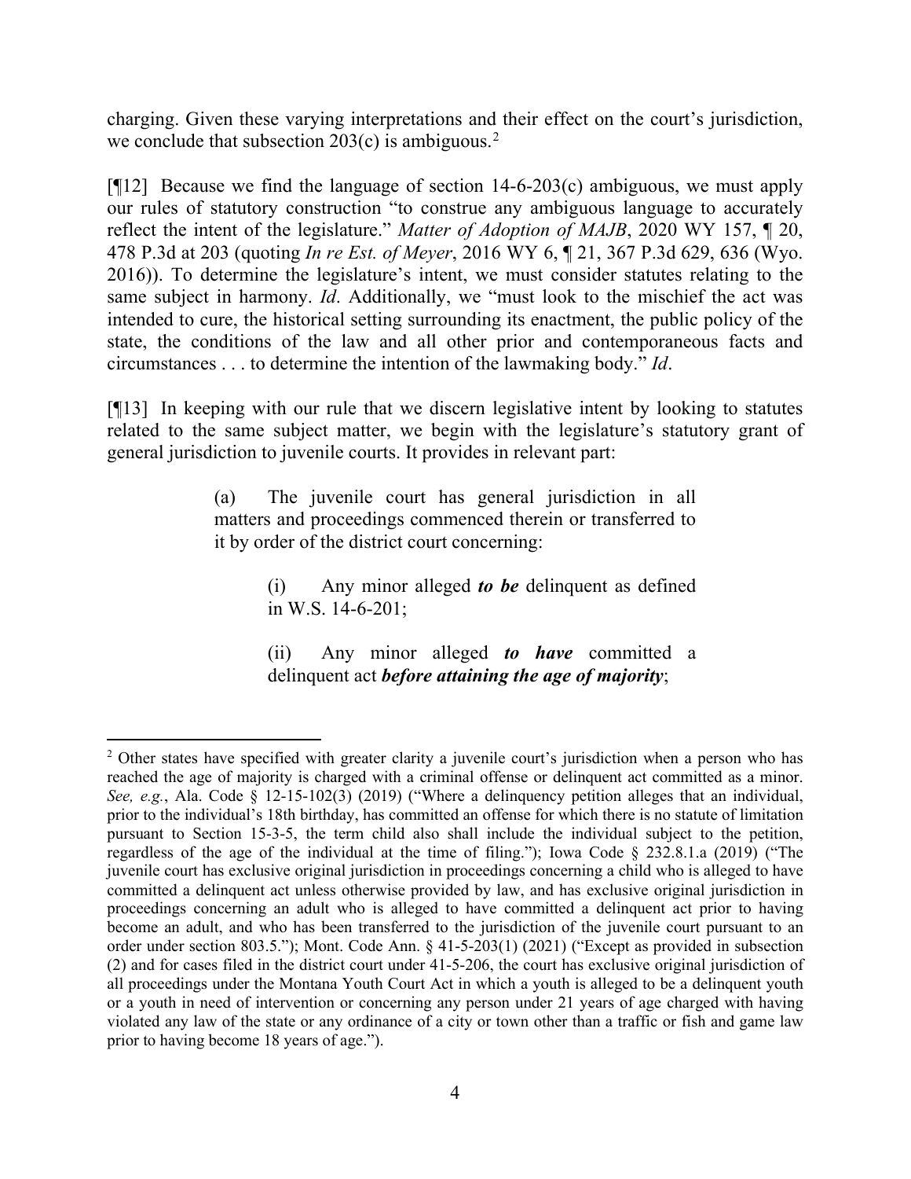charging. Given these varying interpretations and their effect on the court's jurisdiction, we conclude that subsection 203(c) is ambiguous.[2]

[¶12] Because we find the language of section 14-6-203(c) ambiguous, we must apply our rules of statutory construction "to construe any ambiguous language to accurately reflect the intent of the legislature." *Matter of Adoption of MAJB*, 2020 WY 157, ¶ 20, 478 P.3d at 203 (quoting *In re Est. of Meyer*, 2016 WY 6, ¶ 21, 367 P.3d 629, 636 (Wyo. 2016)). To determine the legislature's intent, we must consider statutes relating to the same subject in harmony. *Id*. Additionally, we "must look to the mischief the act was intended to cure, the historical setting surrounding its enactment, the public policy of the state, the conditions of the law and all other prior and contemporaneous facts and circumstances . . . to determine the intention of the lawmaking body." *Id*.

[¶13] In keeping with our rule that we discern legislative intent by looking to statutes related to the same subject matter, we begin with the legislature's statutory grant of general jurisdiction to juvenile courts. It provides in relevant part:

> (a) The juvenile court has general jurisdiction in all matters and proceedings commenced therein or transferred to it by order of the district court concerning:
>
> > (i) Any minor alleged ***to be*** delinquent as defined in W.S. 14-6-201;
> >
> > (ii) Any minor alleged ***to have*** committed a delinquent act ***before attaining the age of majority***;

---

[2] Other states have specified with greater clarity a juvenile court's jurisdiction when a person who has reached the age of majority is charged with a criminal offense or delinquent act committed as a minor. *See, e.g.*, Ala. Code § 12-15-102(3) (2019) ("Where a delinquency petition alleges that an individual, prior to the individual's 18th birthday, has committed an offense for which there is no statute of limitation pursuant to Section 15-3-5, the term child also shall include the individual subject to the petition, regardless of the age of the individual at the time of filing."); Iowa Code § 232.8.1.a (2019) ("The juvenile court has exclusive original jurisdiction in proceedings concerning a child who is alleged to have committed a delinquent act unless otherwise provided by law, and has exclusive original jurisdiction in proceedings concerning an adult who is alleged to have committed a delinquent act prior to having become an adult, and who has been transferred to the jurisdiction of the juvenile court pursuant to an order under section 803.5."); Mont. Code Ann. § 41-5-203(1) (2021) ("Except as provided in subsection (2) and for cases filed in the district court under 41-5-206, the court has exclusive original jurisdiction of all proceedings under the Montana Youth Court Act in which a youth is alleged to be a delinquent youth or a youth in need of intervention or concerning any person under 21 years of age charged with having violated any law of the state or any ordinance of a city or town other than a traffic or fish and game law prior to having become 18 years of age.").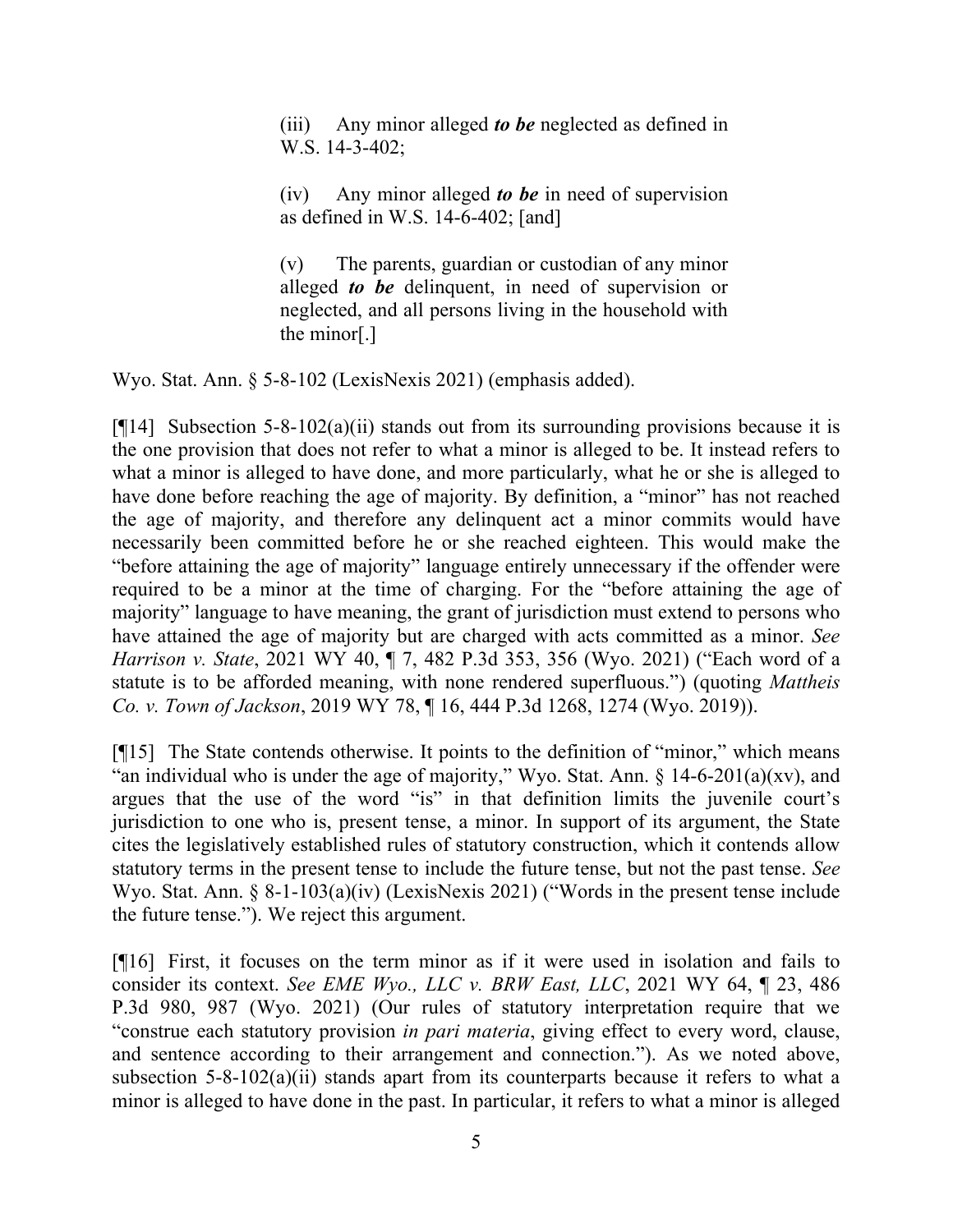> (iii) Any minor alleged ***to be*** neglected as defined in W.S. 14-3-402;
>
> (iv) Any minor alleged ***to be*** in need of supervision as defined in W.S. 14-6-402; [and]
>
> (v) The parents, guardian or custodian of any minor alleged ***to be*** delinquent, in need of supervision or neglected, and all persons living in the household with the minor[.]

Wyo. Stat. Ann. § 5-8-102 (LexisNexis 2021) (emphasis added).

[¶14] Subsection 5-8-102(a)(ii) stands out from its surrounding provisions because it is the one provision that does not refer to what a minor is alleged to be. It instead refers to what a minor is alleged to have done, and more particularly, what he or she is alleged to have done before reaching the age of majority. By definition, a "minor" has not reached the age of majority, and therefore any delinquent act a minor commits would have necessarily been committed before he or she reached eighteen. This would make the "before attaining the age of majority" language entirely unnecessary if the offender were required to be a minor at the time of charging. For the "before attaining the age of majority" language to have meaning, the grant of jurisdiction must extend to persons who have attained the age of majority but are charged with acts committed as a minor. *See Harrison v. State*, 2021 WY 40, ¶ 7, 482 P.3d 353, 356 (Wyo. 2021) ("Each word of a statute is to be afforded meaning, with none rendered superfluous.") (quoting *Mattheis Co. v. Town of Jackson*, 2019 WY 78, ¶ 16, 444 P.3d 1268, 1274 (Wyo. 2019)).

[¶15] The State contends otherwise. It points to the definition of "minor," which means "an individual who is under the age of majority," Wyo. Stat. Ann. § 14-6-201(a)(xv), and argues that the use of the word "is" in that definition limits the juvenile court's jurisdiction to one who is, present tense, a minor. In support of its argument, the State cites the legislatively established rules of statutory construction, which it contends allow statutory terms in the present tense to include the future tense, but not the past tense. *See* Wyo. Stat. Ann. § 8-1-103(a)(iv) (LexisNexis 2021) ("Words in the present tense include the future tense."). We reject this argument.

[¶16] First, it focuses on the term minor as if it were used in isolation and fails to consider its context. *See EME Wyo., LLC v. BRW East, LLC*, 2021 WY 64, ¶ 23, 486 P.3d 980, 987 (Wyo. 2021) (Our rules of statutory interpretation require that we "construe each statutory provision *in pari materia*, giving effect to every word, clause, and sentence according to their arrangement and connection."). As we noted above, subsection 5-8-102(a)(ii) stands apart from its counterparts because it refers to what a minor is alleged to have done in the past. In particular, it refers to what a minor is alleged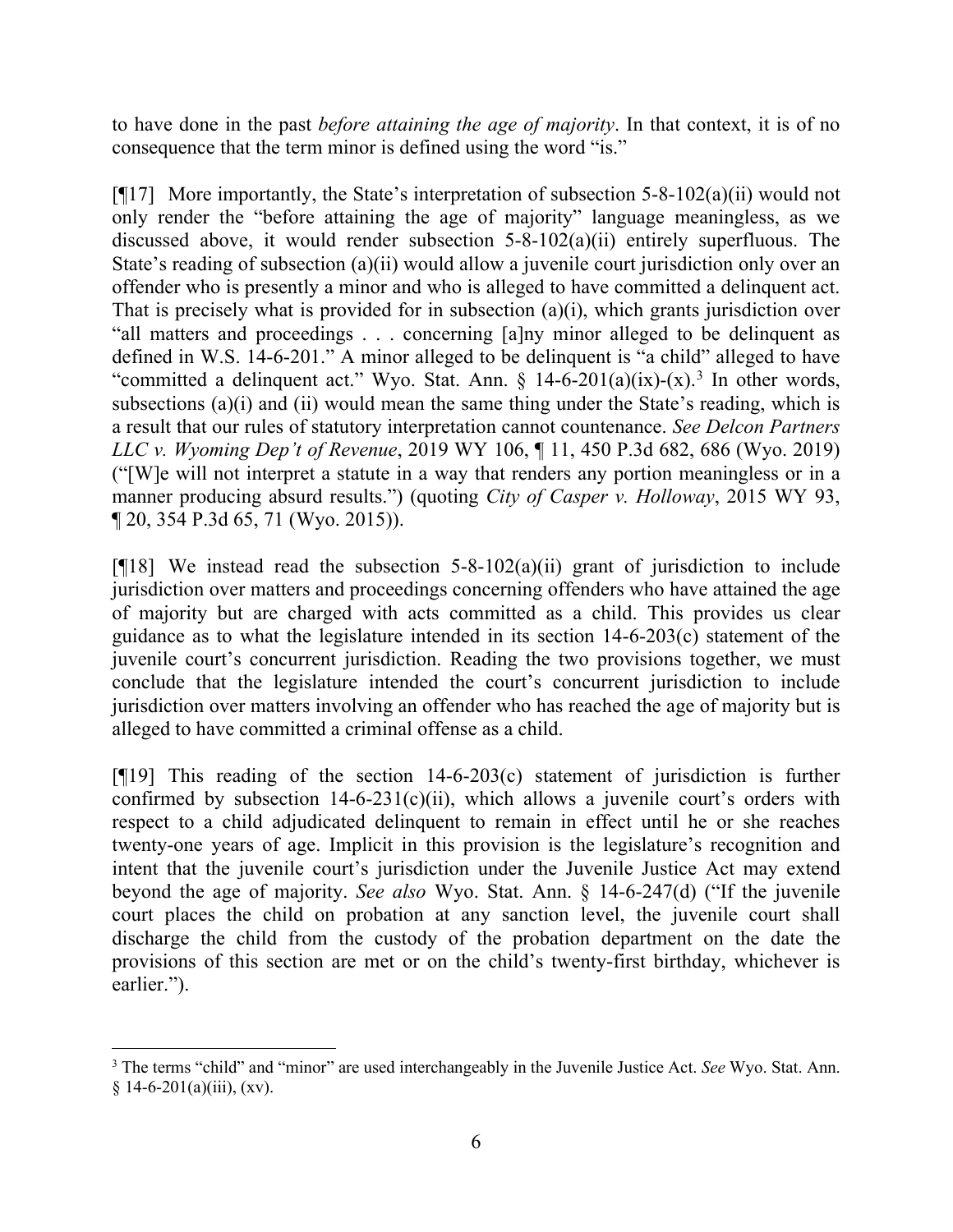to have done in the past *before attaining the age of majority*. In that context, it is of no consequence that the term minor is defined using the word "is."

[¶17] More importantly, the State's interpretation of subsection 5-8-102(a)(ii) would not only render the "before attaining the age of majority" language meaningless, as we discussed above, it would render subsection 5-8-102(a)(ii) entirely superfluous. The State's reading of subsection (a)(ii) would allow a juvenile court jurisdiction only over an offender who is presently a minor and who is alleged to have committed a delinquent act. That is precisely what is provided for in subsection (a)(i), which grants jurisdiction over "all matters and proceedings . . . concerning [a]ny minor alleged to be delinquent as defined in W.S. 14-6-201." A minor alleged to be delinquent is "a child" alleged to have "committed a delinquent act." Wyo. Stat. Ann. § 14-6-201(a)(ix)-(x).[3] In other words, subsections (a)(i) and (ii) would mean the same thing under the State's reading, which is a result that our rules of statutory interpretation cannot countenance. *See Delcon Partners LLC v. Wyoming Dep't of Revenue*, 2019 WY 106, ¶ 11, 450 P.3d 682, 686 (Wyo. 2019) ("[W]e will not interpret a statute in a way that renders any portion meaningless or in a manner producing absurd results.") (quoting *City of Casper v. Holloway*, 2015 WY 93, ¶ 20, 354 P.3d 65, 71 (Wyo. 2015)).

[¶18] We instead read the subsection 5-8-102(a)(ii) grant of jurisdiction to include jurisdiction over matters and proceedings concerning offenders who have attained the age of majority but are charged with acts committed as a child. This provides us clear guidance as to what the legislature intended in its section 14-6-203(c) statement of the juvenile court's concurrent jurisdiction. Reading the two provisions together, we must conclude that the legislature intended the court's concurrent jurisdiction to include jurisdiction over matters involving an offender who has reached the age of majority but is alleged to have committed a criminal offense as a child.

[¶19] This reading of the section 14-6-203(c) statement of jurisdiction is further confirmed by subsection 14-6-231(c)(ii), which allows a juvenile court's orders with respect to a child adjudicated delinquent to remain in effect until he or she reaches twenty-one years of age. Implicit in this provision is the legislature's recognition and intent that the juvenile court's jurisdiction under the Juvenile Justice Act may extend beyond the age of majority. *See also* Wyo. Stat. Ann. § 14-6-247(d) ("If the juvenile court places the child on probation at any sanction level, the juvenile court shall discharge the child from the custody of the probation department on the date the provisions of this section are met or on the child's twenty-first birthday, whichever is earlier.").

---

[3] The terms "child" and "minor" are used interchangeably in the Juvenile Justice Act. *See* Wyo. Stat. Ann. § 14-6-201(a)(iii), (xv).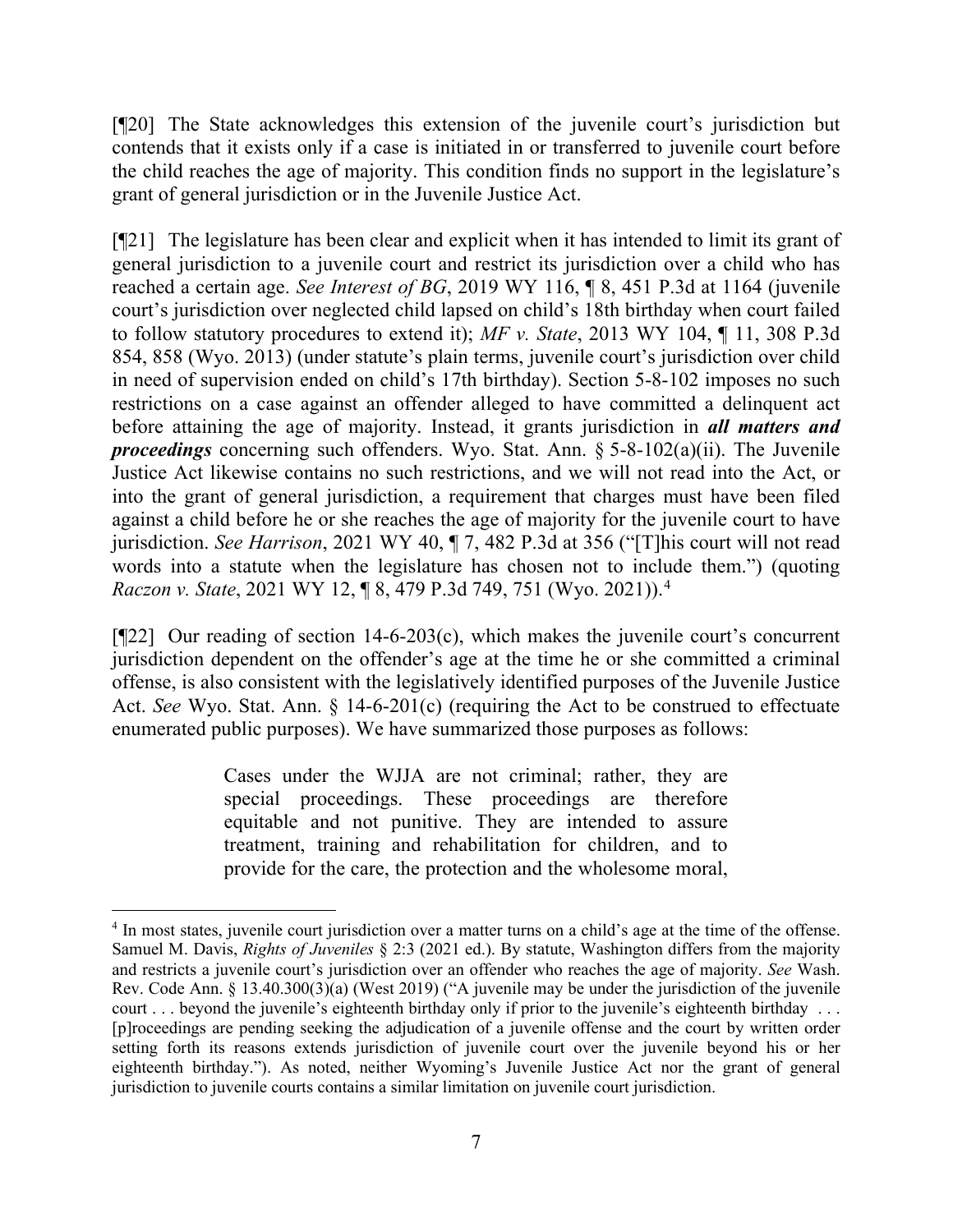[¶20] The State acknowledges this extension of the juvenile court's jurisdiction but contends that it exists only if a case is initiated in or transferred to juvenile court before the child reaches the age of majority. This condition finds no support in the legislature's grant of general jurisdiction or in the Juvenile Justice Act.

[¶21] The legislature has been clear and explicit when it has intended to limit its grant of general jurisdiction to a juvenile court and restrict its jurisdiction over a child who has reached a certain age. *See Interest of BG*, 2019 WY 116, ¶ 8, 451 P.3d at 1164 (juvenile court's jurisdiction over neglected child lapsed on child's 18th birthday when court failed to follow statutory procedures to extend it); *MF v. State*, 2013 WY 104, ¶ 11, 308 P.3d 854, 858 (Wyo. 2013) (under statute's plain terms, juvenile court's jurisdiction over child in need of supervision ended on child's 17th birthday). Section 5-8-102 imposes no such restrictions on a case against an offender alleged to have committed a delinquent act before attaining the age of majority. Instead, it grants jurisdiction in ***all matters and proceedings*** concerning such offenders. Wyo. Stat. Ann. § 5-8-102(a)(ii). The Juvenile Justice Act likewise contains no such restrictions, and we will not read into the Act, or into the grant of general jurisdiction, a requirement that charges must have been filed against a child before he or she reaches the age of majority for the juvenile court to have jurisdiction. *See Harrison*, 2021 WY 40, ¶ 7, 482 P.3d at 356 ("[T]his court will not read words into a statute when the legislature has chosen not to include them.") (quoting *Raczon v. State*, 2021 WY 12, ¶ 8, 479 P.3d 749, 751 (Wyo. 2021)).[4]

[¶22] Our reading of section 14-6-203(c), which makes the juvenile court's concurrent jurisdiction dependent on the offender's age at the time he or she committed a criminal offense, is also consistent with the legislatively identified purposes of the Juvenile Justice Act. *See* Wyo. Stat. Ann. § 14-6-201(c) (requiring the Act to be construed to effectuate enumerated public purposes). We have summarized those purposes as follows:

> Cases under the WJJA are not criminal; rather, they are special proceedings. These proceedings are therefore equitable and not punitive. They are intended to assure treatment, training and rehabilitation for children, and to provide for the care, the protection and the wholesome moral,

---

[4] In most states, juvenile court jurisdiction over a matter turns on a child's age at the time of the offense. Samuel M. Davis, *Rights of Juveniles* § 2:3 (2021 ed.). By statute, Washington differs from the majority and restricts a juvenile court's jurisdiction over an offender who reaches the age of majority. *See* Wash. Rev. Code Ann. § 13.40.300(3)(a) (West 2019) ("A juvenile may be under the jurisdiction of the juvenile court . . . beyond the juvenile's eighteenth birthday only if prior to the juvenile's eighteenth birthday . . . [p]roceedings are pending seeking the adjudication of a juvenile offense and the court by written order setting forth its reasons extends jurisdiction of juvenile court over the juvenile beyond his or her eighteenth birthday."). As noted, neither Wyoming's Juvenile Justice Act nor the grant of general jurisdiction to juvenile courts contains a similar limitation on juvenile court jurisdiction.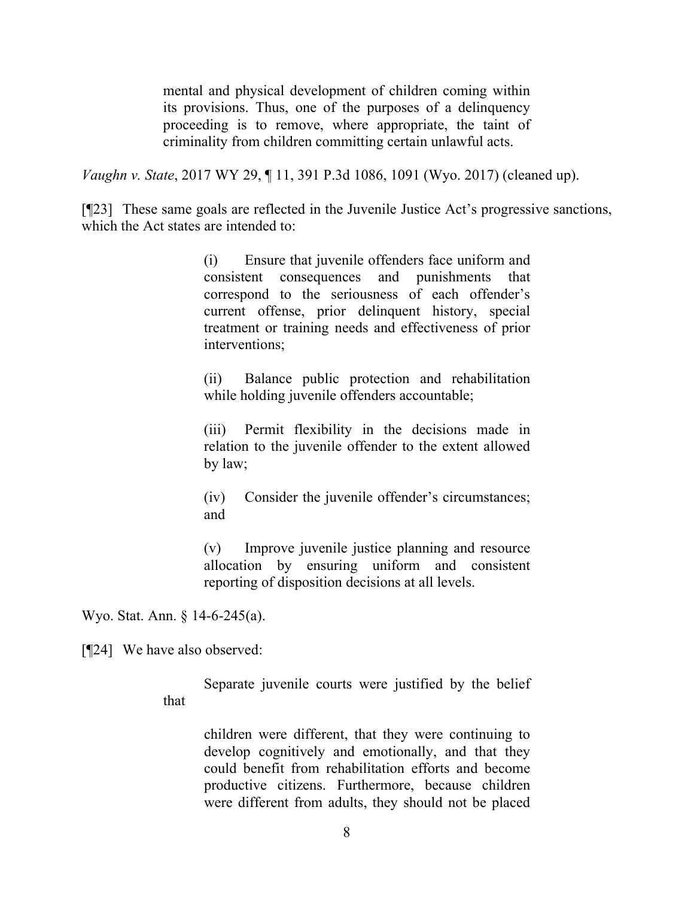> mental and physical development of children coming within its provisions. Thus, one of the purposes of a delinquency proceeding is to remove, where appropriate, the taint of criminality from children committing certain unlawful acts.

*Vaughn v. State*, 2017 WY 29, ¶ 11, 391 P.3d 1086, 1091 (Wyo. 2017) (cleaned up).

[¶23] These same goals are reflected in the Juvenile Justice Act's progressive sanctions, which the Act states are intended to:

> (i) Ensure that juvenile offenders face uniform and consistent consequences and punishments that correspond to the seriousness of each offender's current offense, prior delinquent history, special treatment or training needs and effectiveness of prior interventions;
>
> (ii) Balance public protection and rehabilitation while holding juvenile offenders accountable;
>
> (iii) Permit flexibility in the decisions made in relation to the juvenile offender to the extent allowed by law;
>
> (iv) Consider the juvenile offender's circumstances; and
>
> (v) Improve juvenile justice planning and resource allocation by ensuring uniform and consistent reporting of disposition decisions at all levels.

Wyo. Stat. Ann. § 14-6-245(a).

[¶24] We have also observed:

> Separate juvenile courts were justified by the belief that
>
> > children were different, that they were continuing to develop cognitively and emotionally, and that they could benefit from rehabilitation efforts and become productive citizens. Furthermore, because children were different from adults, they should not be placed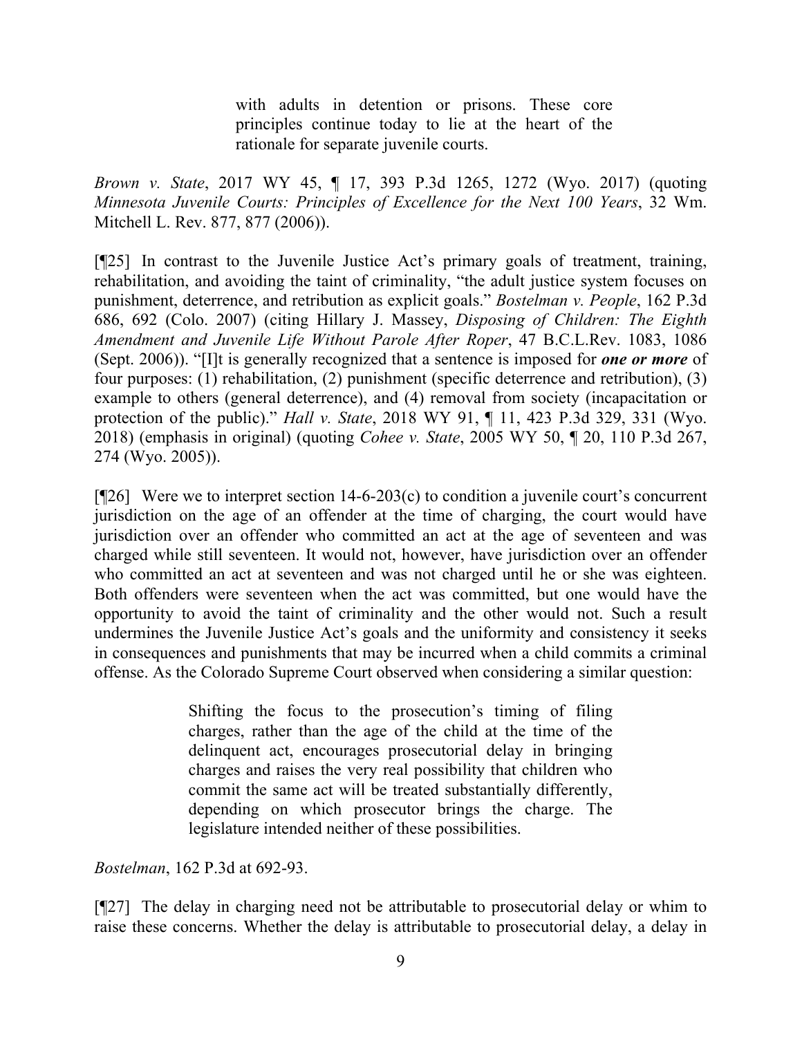> with adults in detention or prisons. These core principles continue today to lie at the heart of the rationale for separate juvenile courts.

*Brown v. State*, 2017 WY 45, ¶ 17, 393 P.3d 1265, 1272 (Wyo. 2017) (quoting *Minnesota Juvenile Courts: Principles of Excellence for the Next 100 Years*, 32 Wm. Mitchell L. Rev. 877, 877 (2006)).

[¶25] In contrast to the Juvenile Justice Act's primary goals of treatment, training, rehabilitation, and avoiding the taint of criminality, "the adult justice system focuses on punishment, deterrence, and retribution as explicit goals." *Bostelman v. People*, 162 P.3d 686, 692 (Colo. 2007) (citing Hillary J. Massey, *Disposing of Children: The Eighth Amendment and Juvenile Life Without Parole After Roper*, 47 B.C.L.Rev. 1083, 1086 (Sept. 2006)). "[I]t is generally recognized that a sentence is imposed for ***one or more*** of four purposes: (1) rehabilitation, (2) punishment (specific deterrence and retribution), (3) example to others (general deterrence), and (4) removal from society (incapacitation or protection of the public)." *Hall v. State*, 2018 WY 91, ¶ 11, 423 P.3d 329, 331 (Wyo. 2018) (emphasis in original) (quoting *Cohee v. State*, 2005 WY 50, ¶ 20, 110 P.3d 267, 274 (Wyo. 2005)).

[¶26] Were we to interpret section 14-6-203(c) to condition a juvenile court's concurrent jurisdiction on the age of an offender at the time of charging, the court would have jurisdiction over an offender who committed an act at the age of seventeen and was charged while still seventeen. It would not, however, have jurisdiction over an offender who committed an act at seventeen and was not charged until he or she was eighteen. Both offenders were seventeen when the act was committed, but one would have the opportunity to avoid the taint of criminality and the other would not. Such a result undermines the Juvenile Justice Act's goals and the uniformity and consistency it seeks in consequences and punishments that may be incurred when a child commits a criminal offense. As the Colorado Supreme Court observed when considering a similar question:

> Shifting the focus to the prosecution's timing of filing charges, rather than the age of the child at the time of the delinquent act, encourages prosecutorial delay in bringing charges and raises the very real possibility that children who commit the same act will be treated substantially differently, depending on which prosecutor brings the charge. The legislature intended neither of these possibilities.

*Bostelman*, 162 P.3d at 692-93.

[¶27] The delay in charging need not be attributable to prosecutorial delay or whim to raise these concerns. Whether the delay is attributable to prosecutorial delay, a delay in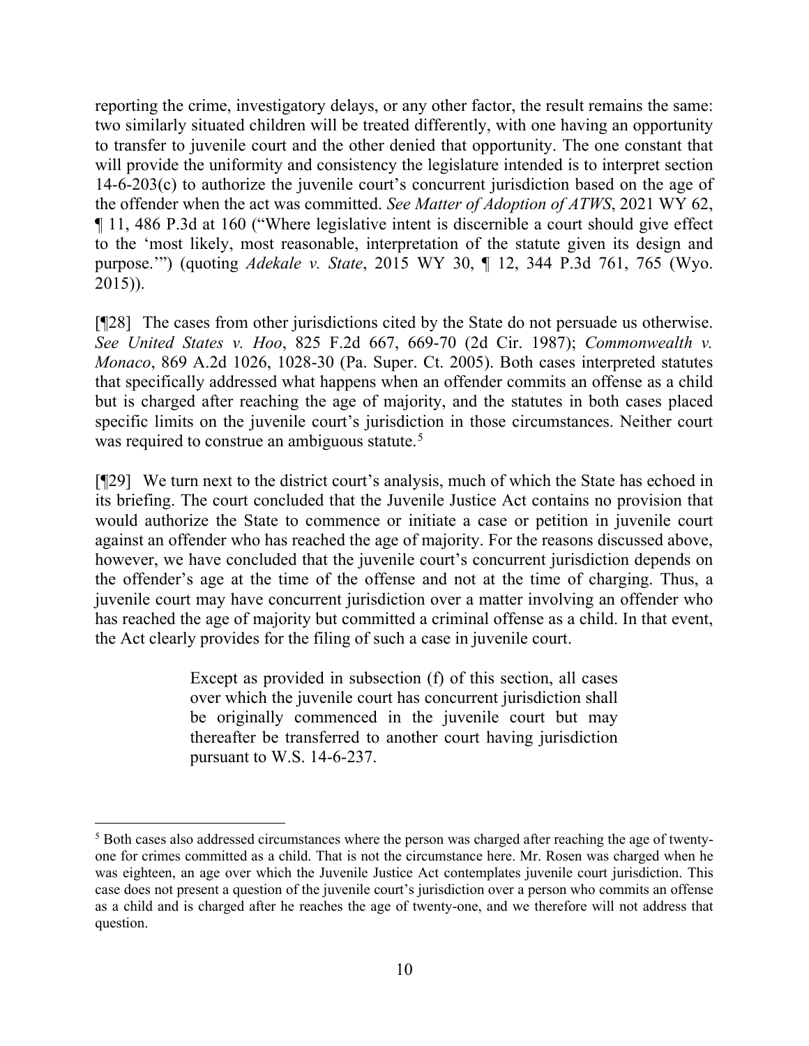reporting the crime, investigatory delays, or any other factor, the result remains the same: two similarly situated children will be treated differently, with one having an opportunity to transfer to juvenile court and the other denied that opportunity. The one constant that will provide the uniformity and consistency the legislature intended is to interpret section 14-6-203(c) to authorize the juvenile court's concurrent jurisdiction based on the age of the offender when the act was committed. *See Matter of Adoption of ATWS*, 2021 WY 62, ¶ 11, 486 P.3d at 160 ("Where legislative intent is discernible a court should give effect to the 'most likely, most reasonable, interpretation of the statute given its design and purpose.'") (quoting *Adekale v. State*, 2015 WY 30, ¶ 12, 344 P.3d 761, 765 (Wyo. 2015)).

[¶28] The cases from other jurisdictions cited by the State do not persuade us otherwise. *See United States v. Hoo*, 825 F.2d 667, 669-70 (2d Cir. 1987); *Commonwealth v. Monaco*, 869 A.2d 1026, 1028-30 (Pa. Super. Ct. 2005). Both cases interpreted statutes that specifically addressed what happens when an offender commits an offense as a child but is charged after reaching the age of majority, and the statutes in both cases placed specific limits on the juvenile court's jurisdiction in those circumstances. Neither court was required to construe an ambiguous statute.[5]

[¶29] We turn next to the district court's analysis, much of which the State has echoed in its briefing. The court concluded that the Juvenile Justice Act contains no provision that would authorize the State to commence or initiate a case or petition in juvenile court against an offender who has reached the age of majority. For the reasons discussed above, however, we have concluded that the juvenile court's concurrent jurisdiction depends on the offender's age at the time of the offense and not at the time of charging. Thus, a juvenile court may have concurrent jurisdiction over a matter involving an offender who has reached the age of majority but committed a criminal offense as a child. In that event, the Act clearly provides for the filing of such a case in juvenile court.

> Except as provided in subsection (f) of this section, all cases over which the juvenile court has concurrent jurisdiction shall be originally commenced in the juvenile court but may thereafter be transferred to another court having jurisdiction pursuant to W.S. 14-6-237.

---

[5] Both cases also addressed circumstances where the person was charged after reaching the age of twenty-one for crimes committed as a child. That is not the circumstance here. Mr. Rosen was charged when he was eighteen, an age over which the Juvenile Justice Act contemplates juvenile court jurisdiction. This case does not present a question of the juvenile court's jurisdiction over a person who commits an offense as a child and is charged after he reaches the age of twenty-one, and we therefore will not address that question.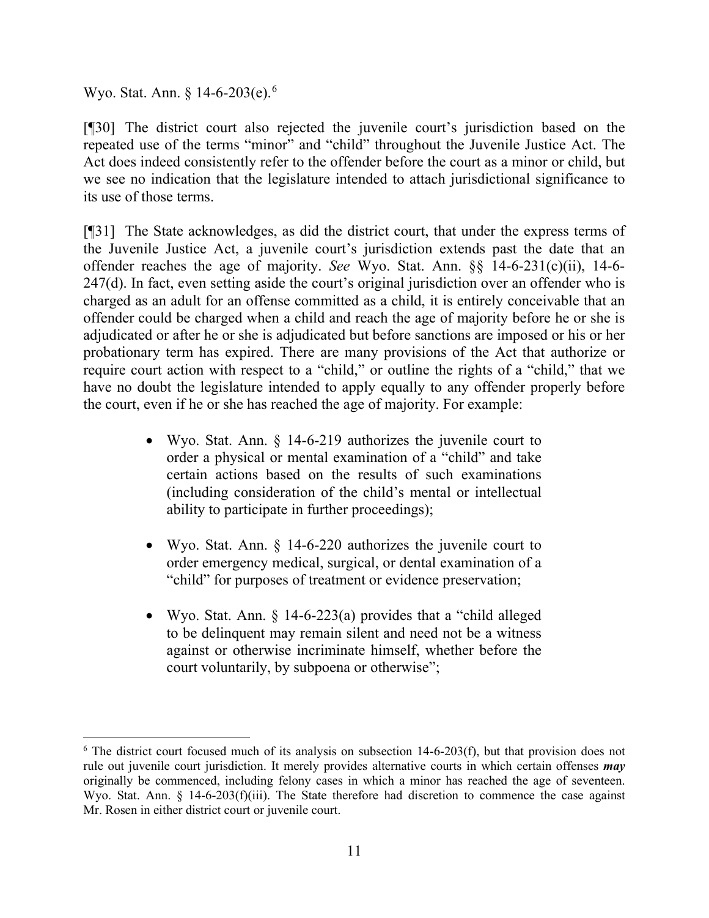Wyo. Stat. Ann. § 14-6-203(e).[6]

[¶30] The district court also rejected the juvenile court's jurisdiction based on the repeated use of the terms "minor" and "child" throughout the Juvenile Justice Act. The Act does indeed consistently refer to the offender before the court as a minor or child, but we see no indication that the legislature intended to attach jurisdictional significance to its use of those terms.

[¶31] The State acknowledges, as did the district court, that under the express terms of the Juvenile Justice Act, a juvenile court's jurisdiction extends past the date that an offender reaches the age of majority. *See* Wyo. Stat. Ann. §§ 14-6-231(c)(ii), 14-6-247(d). In fact, even setting aside the court's original jurisdiction over an offender who is charged as an adult for an offense committed as a child, it is entirely conceivable that an offender could be charged when a child and reach the age of majority before he or she is adjudicated or after he or she is adjudicated but before sanctions are imposed or his or her probationary term has expired. There are many provisions of the Act that authorize or require court action with respect to a "child," or outline the rights of a "child," that we have no doubt the legislature intended to apply equally to any offender properly before the court, even if he or she has reached the age of majority. For example:

- Wyo. Stat. Ann. § 14-6-219 authorizes the juvenile court to order a physical or mental examination of a "child" and take certain actions based on the results of such examinations (including consideration of the child's mental or intellectual ability to participate in further proceedings);

- Wyo. Stat. Ann. § 14-6-220 authorizes the juvenile court to order emergency medical, surgical, or dental examination of a "child" for purposes of treatment or evidence preservation;

- Wyo. Stat. Ann. § 14-6-223(a) provides that a "child alleged to be delinquent may remain silent and need not be a witness against or otherwise incriminate himself, whether before the court voluntarily, by subpoena or otherwise";

---

[6] The district court focused much of its analysis on subsection 14-6-203(f), but that provision does not rule out juvenile court jurisdiction. It merely provides alternative courts in which certain offenses ***may*** originally be commenced, including felony cases in which a minor has reached the age of seventeen. Wyo. Stat. Ann. § 14-6-203(f)(iii). The State therefore had discretion to commence the case against Mr. Rosen in either district court or juvenile court.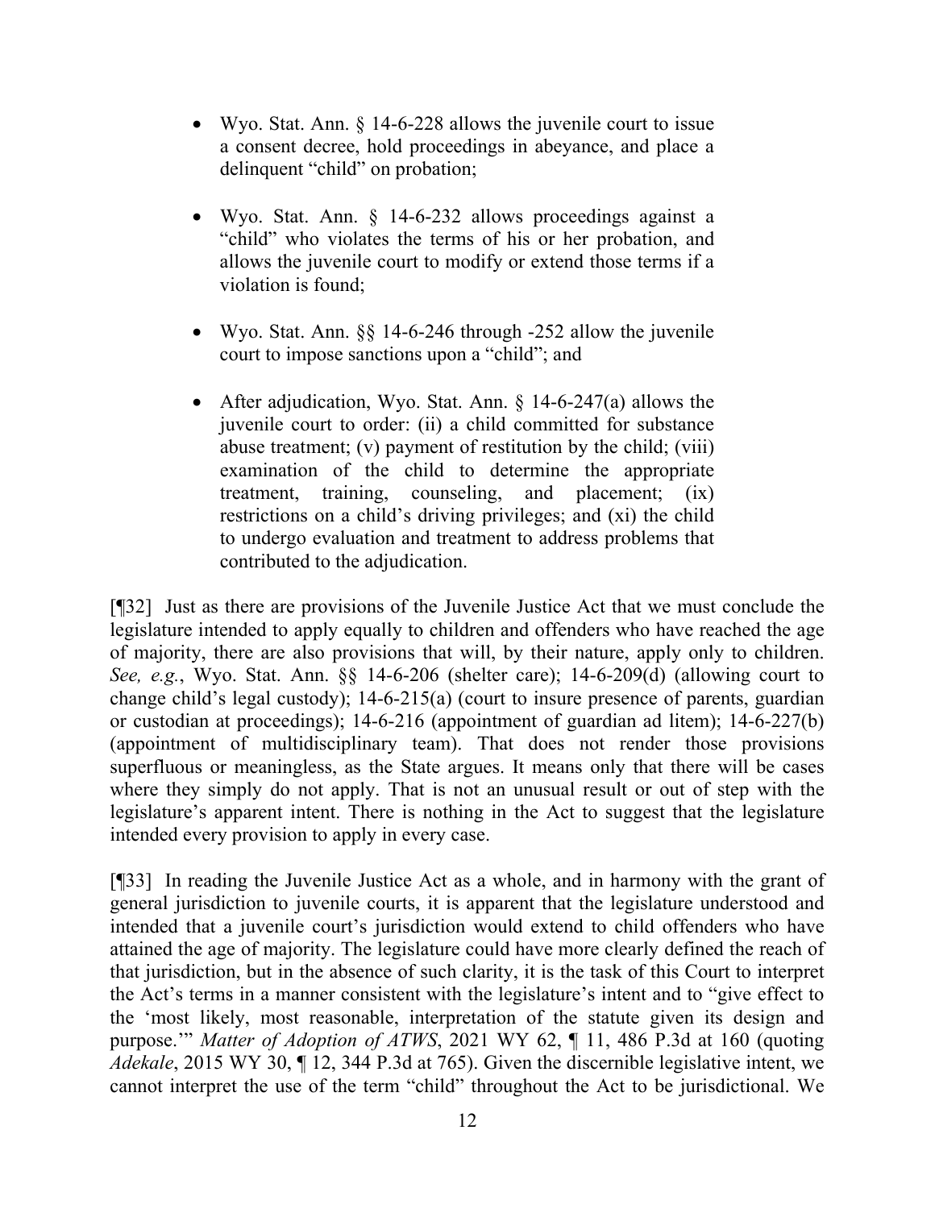- Wyo. Stat. Ann. § 14-6-228 allows the juvenile court to issue a consent decree, hold proceedings in abeyance, and place a delinquent "child" on probation;

- Wyo. Stat. Ann. § 14-6-232 allows proceedings against a "child" who violates the terms of his or her probation, and allows the juvenile court to modify or extend those terms if a violation is found;

- Wyo. Stat. Ann. §§ 14-6-246 through -252 allow the juvenile court to impose sanctions upon a "child"; and

- After adjudication, Wyo. Stat. Ann. § 14-6-247(a) allows the juvenile court to order: (ii) a child committed for substance abuse treatment; (v) payment of restitution by the child; (viii) examination of the child to determine the appropriate treatment, training, counseling, and placement; (ix) restrictions on a child's driving privileges; and (xi) the child to undergo evaluation and treatment to address problems that contributed to the adjudication.

[¶32] Just as there are provisions of the Juvenile Justice Act that we must conclude the legislature intended to apply equally to children and offenders who have reached the age of majority, there are also provisions that will, by their nature, apply only to children. *See, e.g.*, Wyo. Stat. Ann. §§ 14-6-206 (shelter care); 14-6-209(d) (allowing court to change child's legal custody); 14-6-215(a) (court to insure presence of parents, guardian or custodian at proceedings); 14-6-216 (appointment of guardian ad litem); 14-6-227(b) (appointment of multidisciplinary team). That does not render those provisions superfluous or meaningless, as the State argues. It means only that there will be cases where they simply do not apply. That is not an unusual result or out of step with the legislature's apparent intent. There is nothing in the Act to suggest that the legislature intended every provision to apply in every case.

[¶33] In reading the Juvenile Justice Act as a whole, and in harmony with the grant of general jurisdiction to juvenile courts, it is apparent that the legislature understood and intended that a juvenile court's jurisdiction would extend to child offenders who have attained the age of majority. The legislature could have more clearly defined the reach of that jurisdiction, but in the absence of such clarity, it is the task of this Court to interpret the Act's terms in a manner consistent with the legislature's intent and to "give effect to the 'most likely, most reasonable, interpretation of the statute given its design and purpose.'" *Matter of Adoption of ATWS*, 2021 WY 62, ¶ 11, 486 P.3d at 160 (quoting *Adekale*, 2015 WY 30, ¶ 12, 344 P.3d at 765). Given the discernible legislative intent, we cannot interpret the use of the term "child" throughout the Act to be jurisdictional. We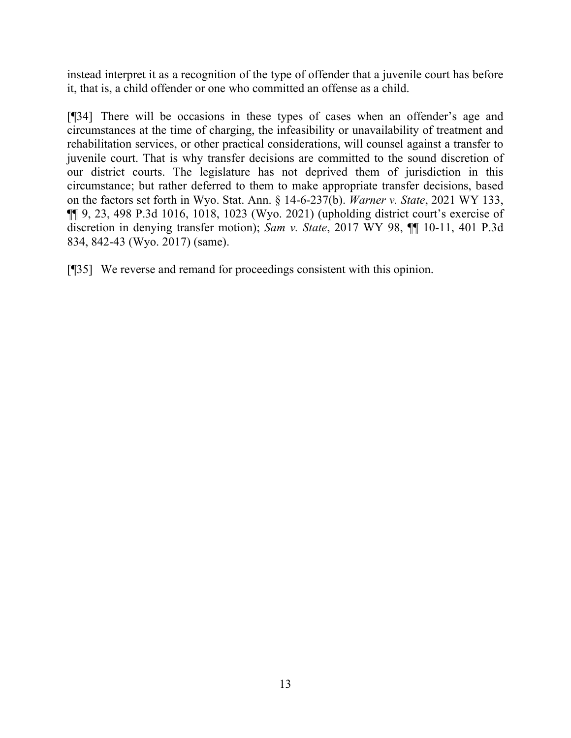instead interpret it as a recognition of the type of offender that a juvenile court has before it, that is, a child offender or one who committed an offense as a child.

[¶34] There will be occasions in these types of cases when an offender's age and circumstances at the time of charging, the infeasibility or unavailability of treatment and rehabilitation services, or other practical considerations, will counsel against a transfer to juvenile court. That is why transfer decisions are committed to the sound discretion of our district courts. The legislature has not deprived them of jurisdiction in this circumstance; but rather deferred to them to make appropriate transfer decisions, based on the factors set forth in Wyo. Stat. Ann. § 14-6-237(b). *Warner v. State*, 2021 WY 133, ¶¶ 9, 23, 498 P.3d 1016, 1018, 1023 (Wyo. 2021) (upholding district court's exercise of discretion in denying transfer motion); *Sam v. State*, 2017 WY 98, ¶¶ 10-11, 401 P.3d 834, 842-43 (Wyo. 2017) (same).

[¶35] We reverse and remand for proceedings consistent with this opinion.